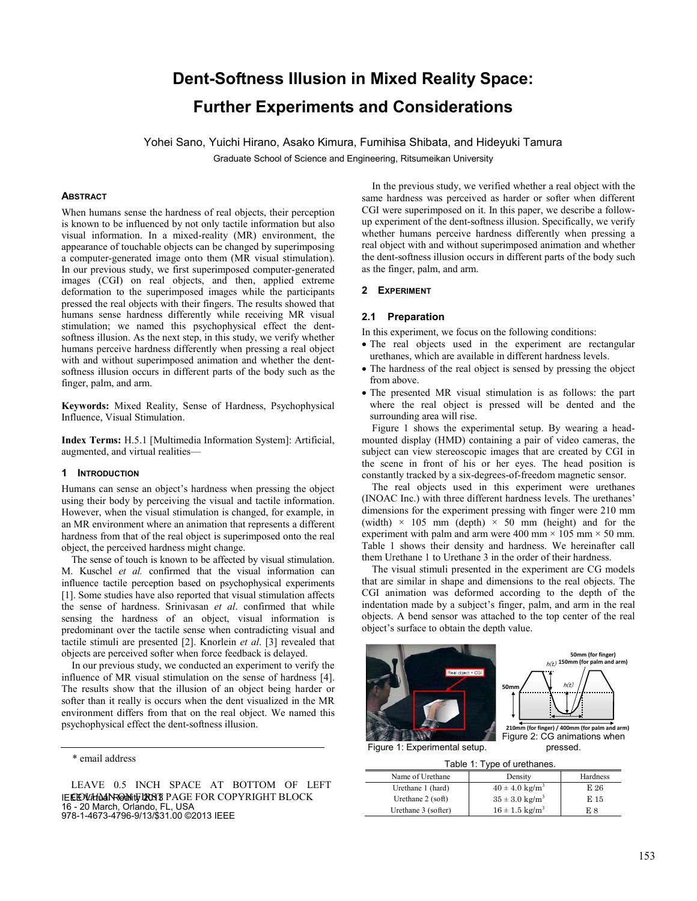# Dent-Softness Illusion in Mixed Reality Space: Further Experiments and Considerations

Yohei Sano, Yuichi Hirano, Asako Kimura, Fumihisa Shibata, and Hideyuki Tamura

Graduate School of Science and Engineering, Ritsumeikan University

## Abstract

When humans sense the hardness of real objects, their perception is known to be influenced by not only tactile information but also visual information. In a mixed-reality (MR) environment, the appearance of touchable objects can be changed by superimposing a computer-generated image onto them (MR visual stimulation). In our previous study, we first superimposed computer-generated images (CGI) on real objects, and then, applied extreme deformation to the superimposed images while the participants pressed the real objects with their fingers. The results showed that humans sense hardness differently while receiving MR visual stimulation; we named this psychophysical effect the dent-softness illusion. As the next step, in this study, we verify whether humans perceive hardness differently when pressing a real object with and without superimposed animation and whether the dent-softness illusion occurs in different parts of the body such as the finger, palm, and arm.

**Keywords:** Mixed Reality, Sense of Hardness, Psychophysical Influence, Visual Stimulation.

**Index Terms:** H.5.1 [Multimedia Information System]: Artificial, augmented, and virtual realities—

## 1 Introduction

Humans can sense an object's hardness when pressing the object using their body by perceiving the visual and tactile information. However, when the visual stimulation is changed, for example, in an MR environment where an animation that represents a different hardness from that of the real object is superimposed onto the real object, the perceived hardness might change.

The sense of touch is known to be affected by visual stimulation. M. Kuschel *et al.* confirmed that the visual information can influence tactile perception based on psychophysical experiments [1]. Some studies have also reported that visual stimulation affects the sense of hardness. Srinivasan *et al*. confirmed that while sensing the hardness of an object, visual information is predominant over the tactile sense when contradicting visual and tactile stimuli are presented [2]. Knorlein *et al*. [3] revealed that objects are perceived softer when force feedback is delayed.

In our previous study, we conducted an experiment to verify the influence of MR visual stimulation on the sense of hardness [4]. The results show that the illusion of an object being harder or softer than it really is occurs when the dent visualized in the MR environment differs from that on the real object. We named this psychophysical effect the dent-softness illusion.

\* email address

LEAVE 0.5 INCH SPACE AT BOTTOM OF LEFT COLUMN ON FIRST PAGE FOR COPYRIGHT BLOCK

IEEE Virtual Reality 2013
16 - 20 March, Orlando, FL, USA
978-1-4673-4796-9/13/$31.00 ©2013 IEEE

In the previous study, we verified whether a real object with the same hardness was perceived as harder or softer when different CGI were superimposed on it. In this paper, we describe a follow-up experiment of the dent-softness illusion. Specifically, we verify whether humans perceive hardness differently when pressing a real object with and without superimposed animation and whether the dent-softness illusion occurs in different parts of the body such as the finger, palm, and arm.

## 2 Experiment

### 2.1 Preparation

In this experiment, we focus on the following conditions:

- The real objects used in the experiment are rectangular urethanes, which are available in different hardness levels.
- The hardness of the real object is sensed by pressing the object from above.
- The presented MR visual stimulation is as follows: the part where the real object is pressed will be dented and the surrounding area will rise.

Figure 1 shows the experimental setup. By wearing a head-mounted display (HMD) containing a pair of video cameras, the subject can view stereoscopic images that are created by CGI in the scene in front of his or her eyes. The head position is constantly tracked by a six-degrees-of-freedom magnetic sensor.

The real objects used in this experiment were urethanes (INOAC Inc.) with three different hardness levels. The urethanes' dimensions for the experiment pressing with finger were 210 mm (width) × 105 mm (depth) × 50 mm (height) and for the experiment with palm and arm were 400 mm × 105 mm × 50 mm. Table 1 shows their density and hardness. We hereinafter call them Urethane 1 to Urethane 3 in the order of their hardness.

The visual stimuli presented in the experiment are CG models that are similar in shape and dimensions to the real objects. The CGI animation was deformed according to the depth of the indentation made by a subject's finger, palm, and arm in the real objects. A bend sensor was attached to the top center of the real object's surface to obtain the depth value.

Real object + CGI

Figure 1: Experimental setup.

50mm (for finger)
150mm (for palm and arm)
$h(t)$
50mm
$h(t)$
210mm (for finger) / 400mm (for palm and arm)

Figure 2: CG animations when pressed.

Table 1: Type of urethanes.

| Name of Urethane | Density | Hardness |
|---|---|---|
| Urethane 1 (hard) | 40 ± 4.0 kg/m$^3$ | E 26 |
| Urethane 2 (soft) | 35 ± 3.0 kg/m$^3$ | E 15 |
| Urethane 3 (softer) | 16 ± 1.5 kg/m$^3$ | E 8 |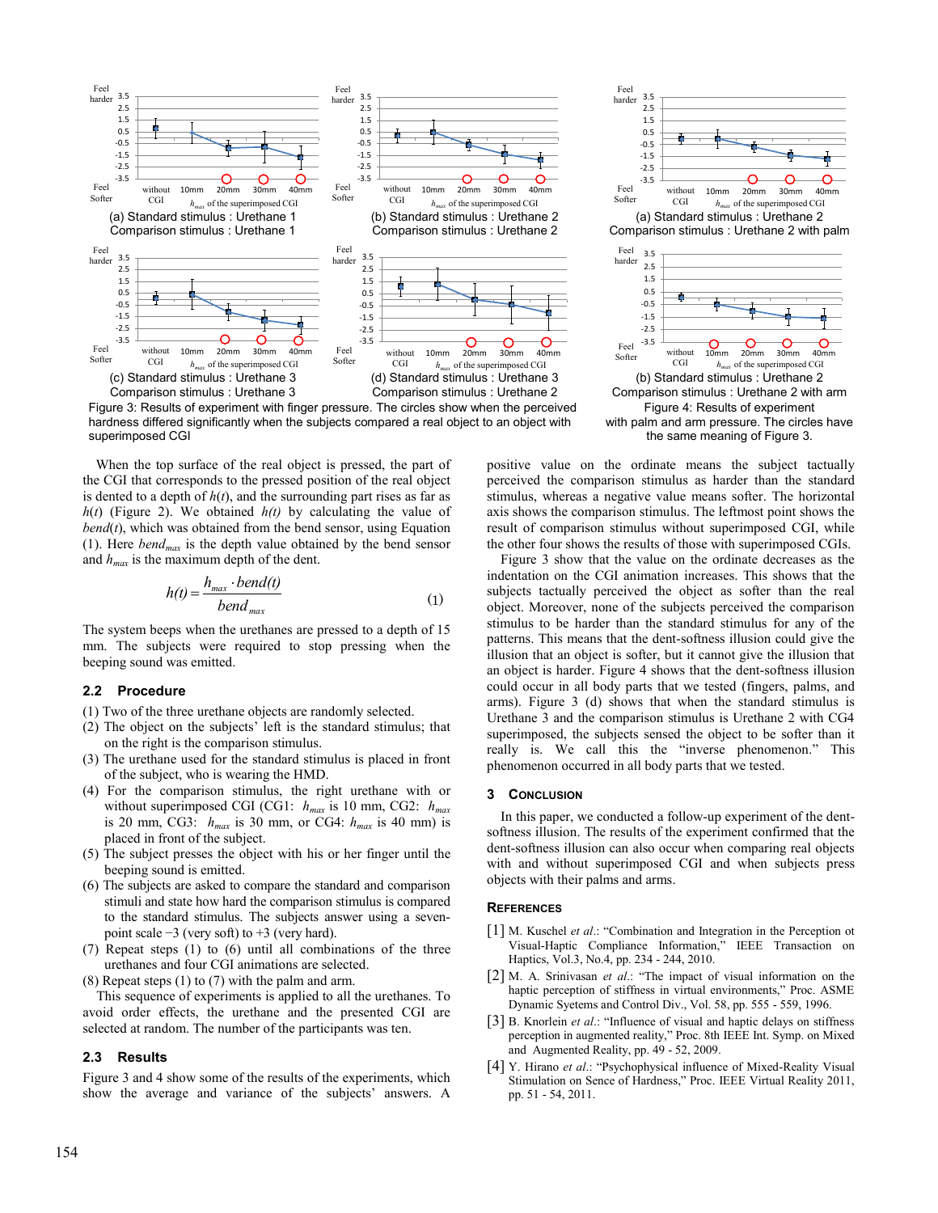Feel harder
3.5
2.5
1.5
0.5
-0.5
-1.5
-2.5
-3.5
Feel Softer
without CGI
10mm
20mm
30mm
40mm
$h_{max}$ of the superimposed CGI

(a) Standard stimulus : Urethane 1
Comparison stimulus : Urethane 1

(b) Standard stimulus : Urethane 2
Comparison stimulus : Urethane 2

(c) Standard stimulus : Urethane 3
Comparison stimulus : Urethane 3

(d) Standard stimulus : Urethane 3
Comparison stimulus : Urethane 2

Figure 3: Results of experiment with finger pressure. The circles show when the perceived hardness differed significantly when the subjects compared a real object to an object with superimposed CGI

(a) Standard stimulus : Urethane 2
Comparison stimulus : Urethane 2 with palm

(b) Standard stimulus : Urethane 2
Comparison stimulus : Urethane 2 with arm

Figure 4: Results of experiment with palm and arm pressure. The circles have the same meaning of Figure 3.

When the top surface of the real object is pressed, the part of the CGI that corresponds to the pressed position of the real object is dented to a depth of $h(t)$, and the surrounding part rises as far as $h(t)$ (Figure 2). We obtained $h(t)$ by calculating the value of $bend(t)$, which was obtained from the bend sensor, using Equation (1). Here $bend_{max}$ is the depth value obtained by the bend sensor and $h_{max}$ is the maximum depth of the dent.

$$h(t) = \frac{h_{max} \cdot bend(t)}{bend_{max}} \tag{1}$$

The system beeps when the urethanes are pressed to a depth of 15 mm. The subjects were required to stop pressing when the beeping sound was emitted.

## 2.2 Procedure

(1) Two of the three urethane objects are randomly selected.
(2) The object on the subjects' left is the standard stimulus; that on the right is the comparison stimulus.
(3) The urethane used for the standard stimulus is placed in front of the subject, who is wearing the HMD.
(4) For the comparison stimulus, the right urethane with or without superimposed CGI (CG1: $h_{max}$ is 10 mm, CG2: $h_{max}$ is 20 mm, CG3: $h_{max}$ is 30 mm, or CG4: $h_{max}$ is 40 mm) is placed in front of the subject.
(5) The subject presses the object with his or her finger until the beeping sound is emitted.
(6) The subjects are asked to compare the standard and comparison stimuli and state how hard the comparison stimulus is compared to the standard stimulus. The subjects answer using a seven-point scale −3 (very soft) to +3 (very hard).
(7) Repeat steps (1) to (6) until all combinations of the three urethanes and four CGI animations are selected.
(8) Repeat steps (1) to (7) with the palm and arm.

This sequence of experiments is applied to all the urethanes. To avoid order effects, the urethane and the presented CGI are selected at random. The number of the participants was ten.

## 2.3 Results

Figure 3 and 4 show some of the results of the experiments, which show the average and variance of the subjects' answers. A positive value on the ordinate means the subject tactually perceived the comparison stimulus as harder than the standard stimulus, whereas a negative value means softer. The horizontal axis shows the comparison stimulus. The leftmost point shows the result of comparison stimulus without superimposed CGI, while the other four shows the results of those with superimposed CGIs.

Figure 3 show that the value on the ordinate decreases as the indentation on the CGI animation increases. This shows that the subjects tactually perceived the object as softer than the real object. Moreover, none of the subjects perceived the comparison stimulus to be harder than the standard stimulus for any of the patterns. This means that the dent-softness illusion could give the illusion that an object is softer, but it cannot give the illusion that an object is harder. Figure 4 shows that the dent-softness illusion could occur in all body parts that we tested (fingers, palms, and arms). Figure 3 (d) shows that when the standard stimulus is Urethane 3 and the comparison stimulus is Urethane 2 with CG4 superimposed, the subjects sensed the object to be softer than it really is. We call this the "inverse phenomenon." This phenomenon occurred in all body parts that we tested.

# 3 Conclusion

In this paper, we conducted a follow-up experiment of the dent-softness illusion. The results of the experiment confirmed that the dent-softness illusion can also occur when comparing real objects with and without superimposed CGI and when subjects press objects with their palms and arms.

# References

[1] M. Kuschel *et al.*: "Combination and Integration in the Perception ot Visual-Haptic Compliance Information," IEEE Transaction on Haptics, Vol.3, No.4, pp. 234 - 244, 2010.

[2] M. A. Srinivasan *et al.*: "The impact of visual information on the haptic perception of stiffness in virtual environments," Proc. ASME Dynamic Syetems and Control Div., Vol. 58, pp. 555 - 559, 1996.

[3] B. Knorlein *et al.*: "Influence of visual and haptic delays on stiffness perception in augmented reality," Proc. 8th IEEE Int. Symp. on Mixed and Augmented Reality, pp. 49 - 52, 2009.

[4] Y. Hirano *et al.*: "Psychophysical influence of Mixed-Reality Visual Stimulation on Sence of Hardness," Proc. IEEE Virtual Reality 2011, pp. 51 - 54, 2011.